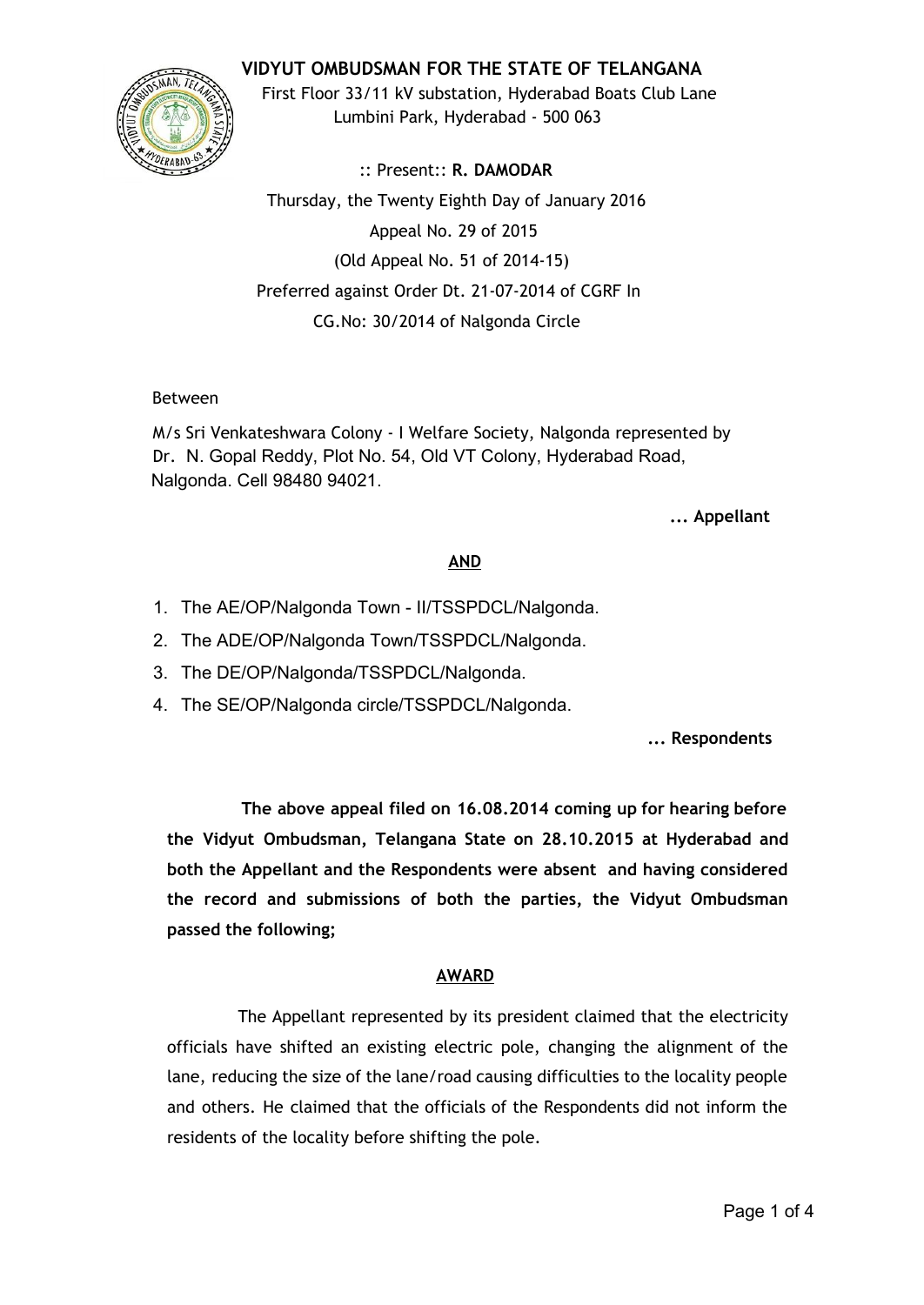# VIDYUT OMBUDSMAN FOR THE STATE OF TELANGANA

First Floor 33/11 kV substation, Hyderabad Boats Club Lane
Lumbini Park, Hyderabad - 500 063

:: Present:: **R. DAMODAR**

Thursday, the Twenty Eighth Day of January 2016

Appeal No. 29 of 2015

(Old Appeal No. 51 of 2014-15)

Preferred against Order Dt. 21-07-2014 of CGRF In
CG.No: 30/2014 of Nalgonda Circle

Between

M/s Sri Venkateshwara Colony - I Welfare Society, Nalgonda represented by Dr. N. Gopal Reddy, Plot No. 54, Old VT Colony, Hyderabad Road, Nalgonda. Cell 98480 94021.

**... Appellant**

**AND**

1. The AE/OP/Nalgonda Town - II/TSSPDCL/Nalgonda.
2. The ADE/OP/Nalgonda Town/TSSPDCL/Nalgonda.
3. The DE/OP/Nalgonda/TSSPDCL/Nalgonda.
4. The SE/OP/Nalgonda circle/TSSPDCL/Nalgonda.

**... Respondents**

**The above appeal filed on 16.08.2014 coming up for hearing before the Vidyut Ombudsman, Telangana State on 28.10.2015 at Hyderabad and both the Appellant and the Respondents were absent and having considered the record and submissions of both the parties, the Vidyut Ombudsman passed the following;**

## AWARD

The Appellant represented by its president claimed that the electricity officials have shifted an existing electric pole, changing the alignment of the lane, reducing the size of the lane/road causing difficulties to the locality people and others. He claimed that the officials of the Respondents did not inform the residents of the locality before shifting the pole.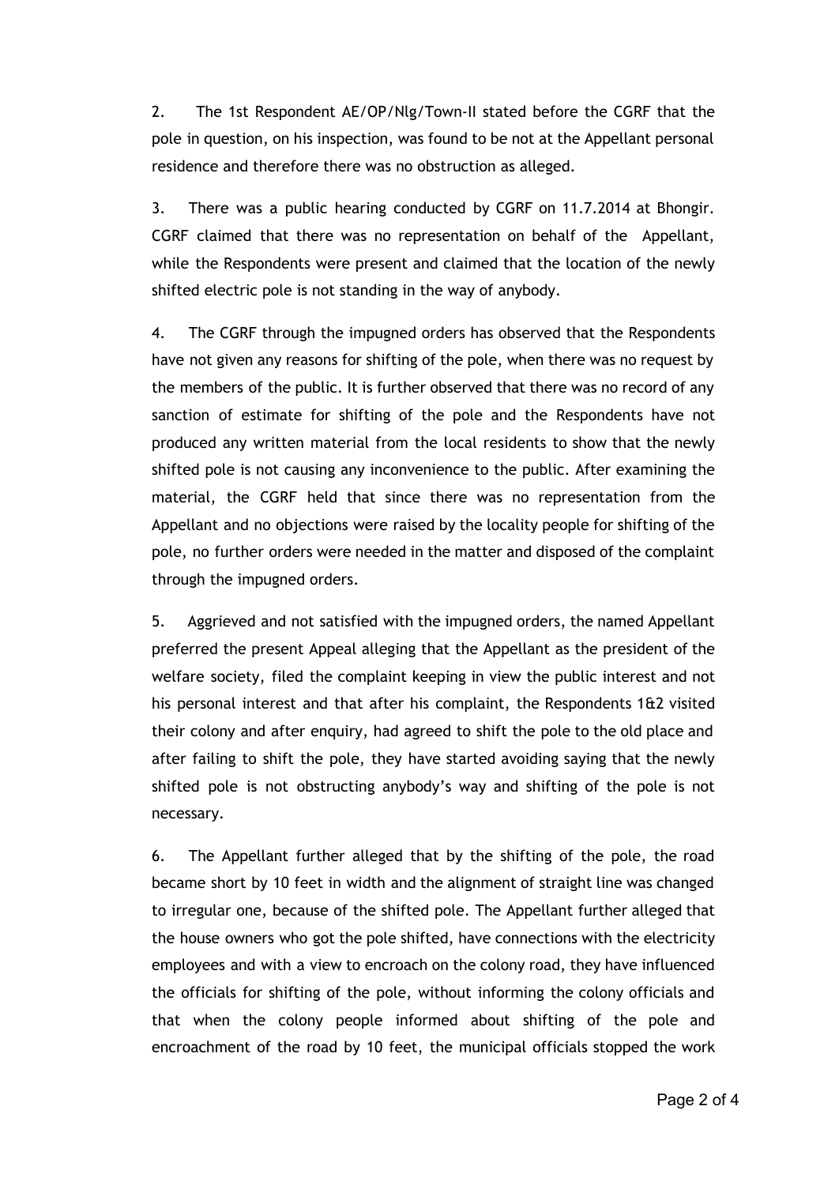2. The 1st Respondent AE/OP/Nlg/Town-II stated before the CGRF that the pole in question, on his inspection, was found to be not at the Appellant personal residence and therefore there was no obstruction as alleged.

3. There was a public hearing conducted by CGRF on 11.7.2014 at Bhongir. CGRF claimed that there was no representation on behalf of the Appellant, while the Respondents were present and claimed that the location of the newly shifted electric pole is not standing in the way of anybody.

4. The CGRF through the impugned orders has observed that the Respondents have not given any reasons for shifting of the pole, when there was no request by the members of the public. It is further observed that there was no record of any sanction of estimate for shifting of the pole and the Respondents have not produced any written material from the local residents to show that the newly shifted pole is not causing any inconvenience to the public. After examining the material, the CGRF held that since there was no representation from the Appellant and no objections were raised by the locality people for shifting of the pole, no further orders were needed in the matter and disposed of the complaint through the impugned orders.

5. Aggrieved and not satisfied with the impugned orders, the named Appellant preferred the present Appeal alleging that the Appellant as the president of the welfare society, filed the complaint keeping in view the public interest and not his personal interest and that after his complaint, the Respondents 1&2 visited their colony and after enquiry, had agreed to shift the pole to the old place and after failing to shift the pole, they have started avoiding saying that the newly shifted pole is not obstructing anybody's way and shifting of the pole is not necessary.

6. The Appellant further alleged that by the shifting of the pole, the road became short by 10 feet in width and the alignment of straight line was changed to irregular one, because of the shifted pole. The Appellant further alleged that the house owners who got the pole shifted, have connections with the electricity employees and with a view to encroach on the colony road, they have influenced the officials for shifting of the pole, without informing the colony officials and that when the colony people informed about shifting of the pole and encroachment of the road by 10 feet, the municipal officials stopped the work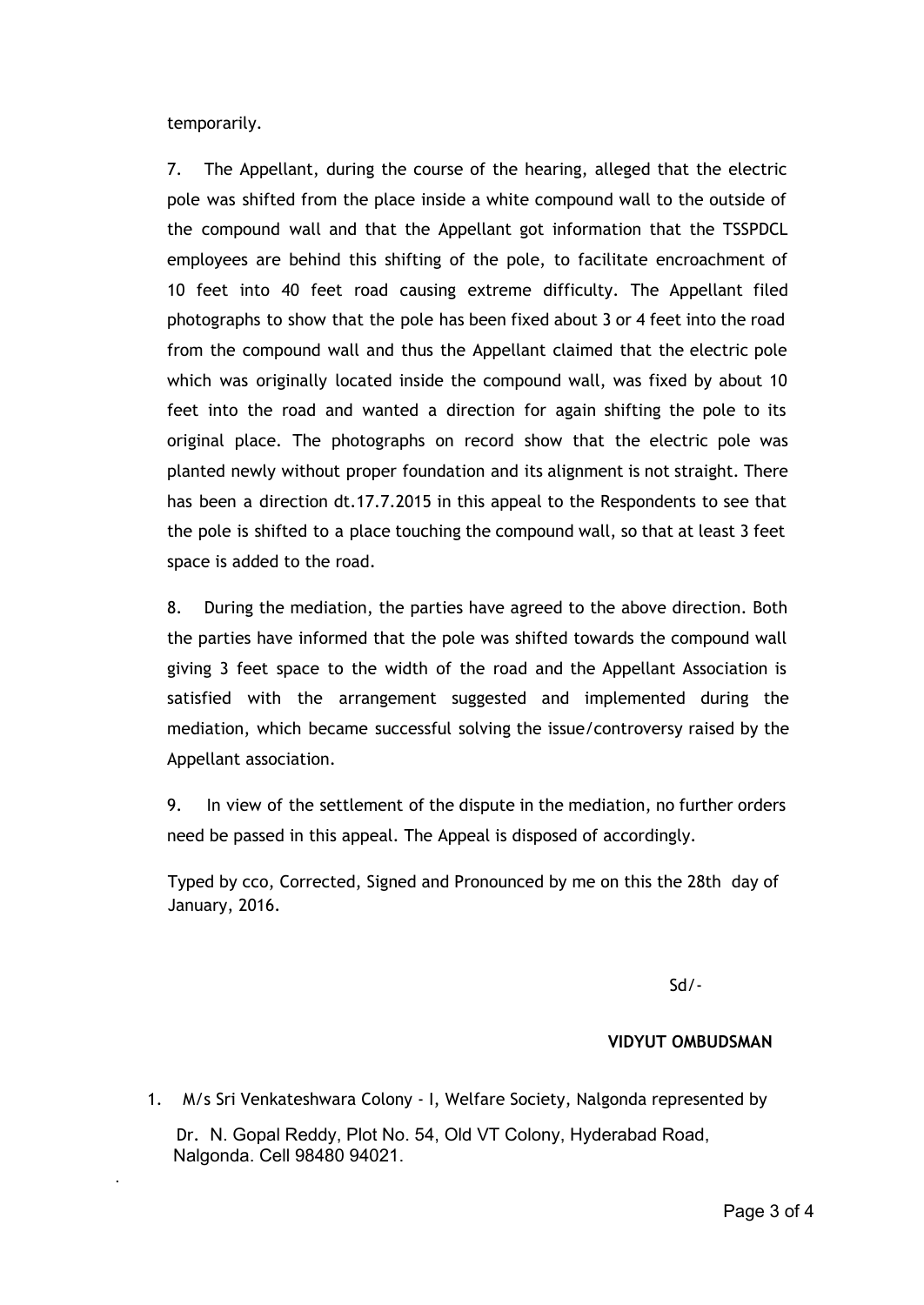temporarily.

7. The Appellant, during the course of the hearing, alleged that the electric pole was shifted from the place inside a white compound wall to the outside of the compound wall and that the Appellant got information that the TSSPDCL employees are behind this shifting of the pole, to facilitate encroachment of 10 feet into 40 feet road causing extreme difficulty. The Appellant filed photographs to show that the pole has been fixed about 3 or 4 feet into the road from the compound wall and thus the Appellant claimed that the electric pole which was originally located inside the compound wall, was fixed by about 10 feet into the road and wanted a direction for again shifting the pole to its original place. The photographs on record show that the electric pole was planted newly without proper foundation and its alignment is not straight. There has been a direction dt.17.7.2015 in this appeal to the Respondents to see that the pole is shifted to a place touching the compound wall, so that at least 3 feet space is added to the road.

8. During the mediation, the parties have agreed to the above direction. Both the parties have informed that the pole was shifted towards the compound wall giving 3 feet space to the width of the road and the Appellant Association is satisfied with the arrangement suggested and implemented during the mediation, which became successful solving the issue/controversy raised by the Appellant association.

9. In view of the settlement of the dispute in the mediation, no further orders need be passed in this appeal. The Appeal is disposed of accordingly.

Typed by cco, Corrected, Signed and Pronounced by me on this the 28th day of January, 2016.

Sd/-

**VIDYUT OMBUDSMAN**

1. M/s Sri Venkateshwara Colony - I, Welfare Society, Nalgonda represented by Dr. N. Gopal Reddy, Plot No. 54, Old VT Colony, Hyderabad Road, Nalgonda. Cell 98480 94021.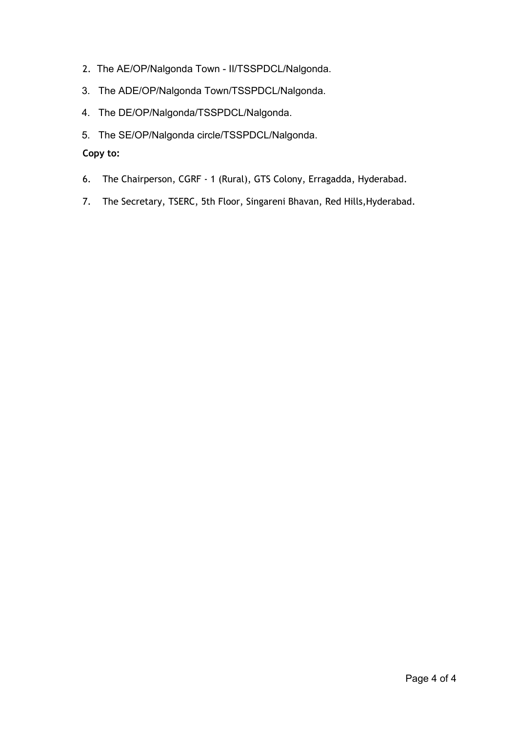2. The AE/OP/Nalgonda Town - II/TSSPDCL/Nalgonda.
3. The ADE/OP/Nalgonda Town/TSSPDCL/Nalgonda.
4. The DE/OP/Nalgonda/TSSPDCL/Nalgonda.
5. The SE/OP/Nalgonda circle/TSSPDCL/Nalgonda.

**Copy to:**

6. The Chairperson, CGRF - 1 (Rural), GTS Colony, Erragadda, Hyderabad.
7. The Secretary, TSERC, 5th Floor, Singareni Bhavan, Red Hills,Hyderabad.